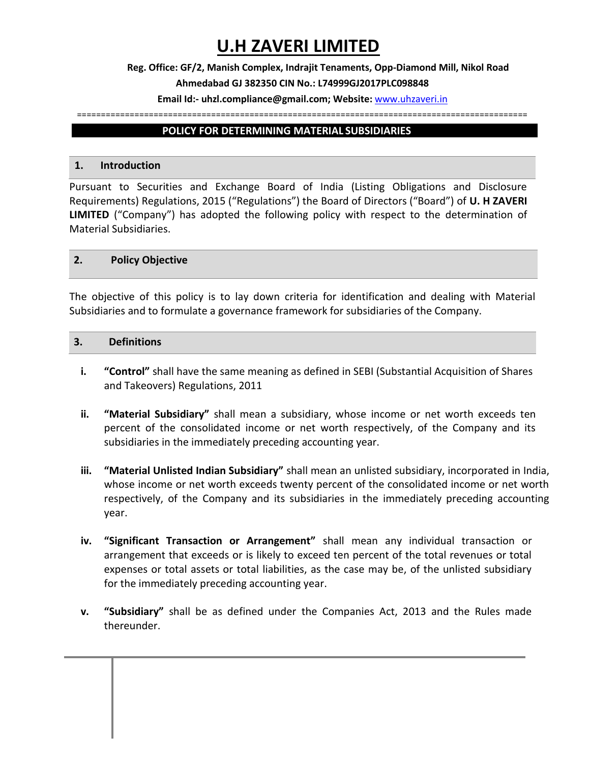# U.H ZAVERI LIMITED

**Reg. Office: GF/2, Manish Complex, Indrajit Tenaments, Opp-Diamond Mill, Nikol Road Ahmedabad GJ 382350 CIN No.: L74999GJ2017PLC098848**

**Email Id:- uhzl.compliance@gmail.com; Website:** www.uhzaveri.in

## POLICY FOR DETERMINING MATERIAL SUBSIDIARIES

### 1. Introduction

Pursuant to Securities and Exchange Board of India (Listing Obligations and Disclosure Requirements) Regulations, 2015 ("Regulations") the Board of Directors ("Board") of **U. H ZAVERI LIMITED** ("Company") has adopted the following policy with respect to the determination of Material Subsidiaries.

### 2. Policy Objective

The objective of this policy is to lay down criteria for identification and dealing with Material Subsidiaries and to formulate a governance framework for subsidiaries of the Company.

### 3. Definitions

i. **"Control"** shall have the same meaning as defined in SEBI (Substantial Acquisition of Shares and Takeovers) Regulations, 2011

ii. **"Material Subsidiary"** shall mean a subsidiary, whose income or net worth exceeds ten percent of the consolidated income or net worth respectively, of the Company and its subsidiaries in the immediately preceding accounting year.

iii. **"Material Unlisted Indian Subsidiary"** shall mean an unlisted subsidiary, incorporated in India, whose income or net worth exceeds twenty percent of the consolidated income or net worth respectively, of the Company and its subsidiaries in the immediately preceding accounting year.

iv. **"Significant Transaction or Arrangement"** shall mean any individual transaction or arrangement that exceeds or is likely to exceed ten percent of the total revenues or total expenses or total assets or total liabilities, as the case may be, of the unlisted subsidiary for the immediately preceding accounting year.

v. **"Subsidiary"** shall be as defined under the Companies Act, 2013 and the Rules made thereunder.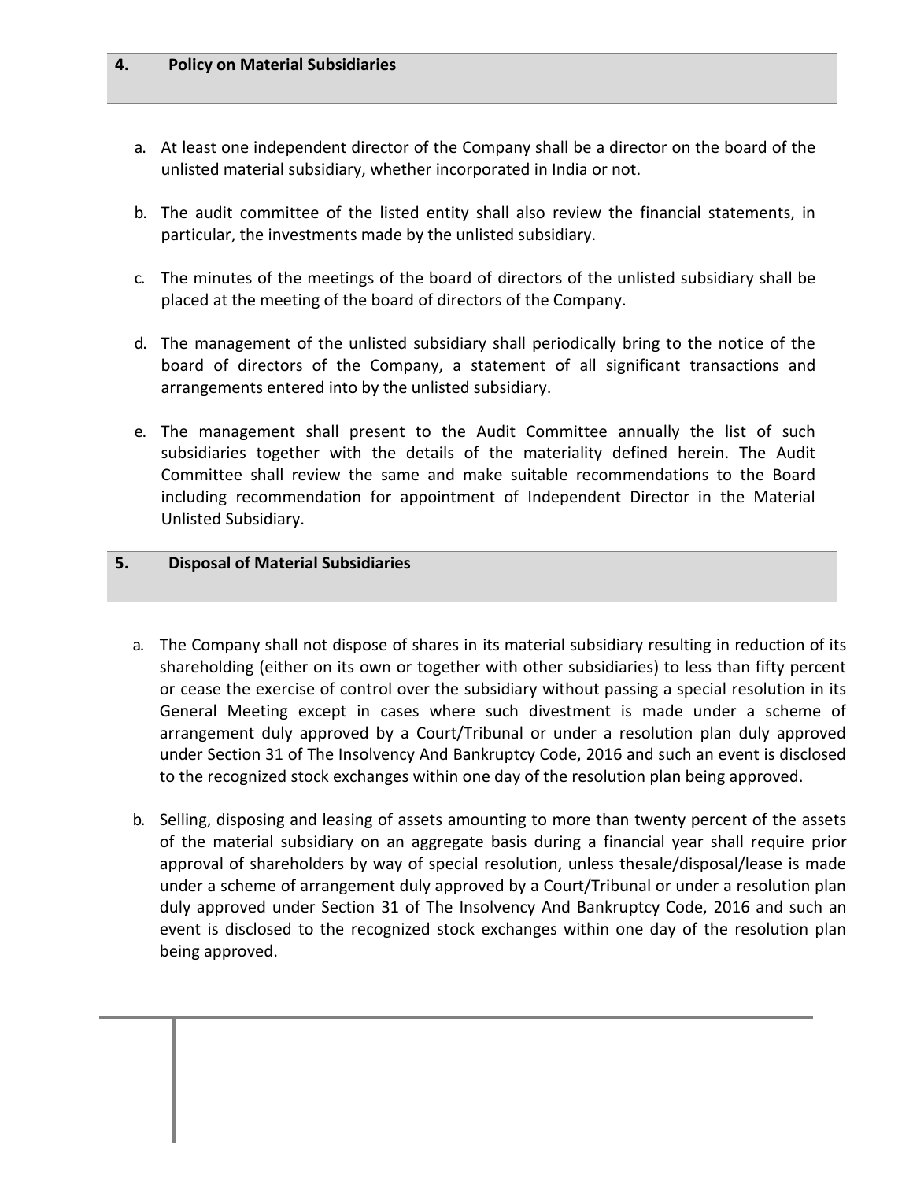## 4. Policy on Material Subsidiaries

a. At least one independent director of the Company shall be a director on the board of the unlisted material subsidiary, whether incorporated in India or not.

b. The audit committee of the listed entity shall also review the financial statements, in particular, the investments made by the unlisted subsidiary.

c. The minutes of the meetings of the board of directors of the unlisted subsidiary shall be placed at the meeting of the board of directors of the Company.

d. The management of the unlisted subsidiary shall periodically bring to the notice of the board of directors of the Company, a statement of all significant transactions and arrangements entered into by the unlisted subsidiary.

e. The management shall present to the Audit Committee annually the list of such subsidiaries together with the details of the materiality defined herein. The Audit Committee shall review the same and make suitable recommendations to the Board including recommendation for appointment of Independent Director in the Material Unlisted Subsidiary.

## 5. Disposal of Material Subsidiaries

a. The Company shall not dispose of shares in its material subsidiary resulting in reduction of its shareholding (either on its own or together with other subsidiaries) to less than fifty percent or cease the exercise of control over the subsidiary without passing a special resolution in its General Meeting except in cases where such divestment is made under a scheme of arrangement duly approved by a Court/Tribunal or under a resolution plan duly approved under Section 31 of The Insolvency And Bankruptcy Code, 2016 and such an event is disclosed to the recognized stock exchanges within one day of the resolution plan being approved.

b. Selling, disposing and leasing of assets amounting to more than twenty percent of the assets of the material subsidiary on an aggregate basis during a financial year shall require prior approval of shareholders by way of special resolution, unless thesale/disposal/lease is made under a scheme of arrangement duly approved by a Court/Tribunal or under a resolution plan duly approved under Section 31 of The Insolvency And Bankruptcy Code, 2016 and such an event is disclosed to the recognized stock exchanges within one day of the resolution plan being approved.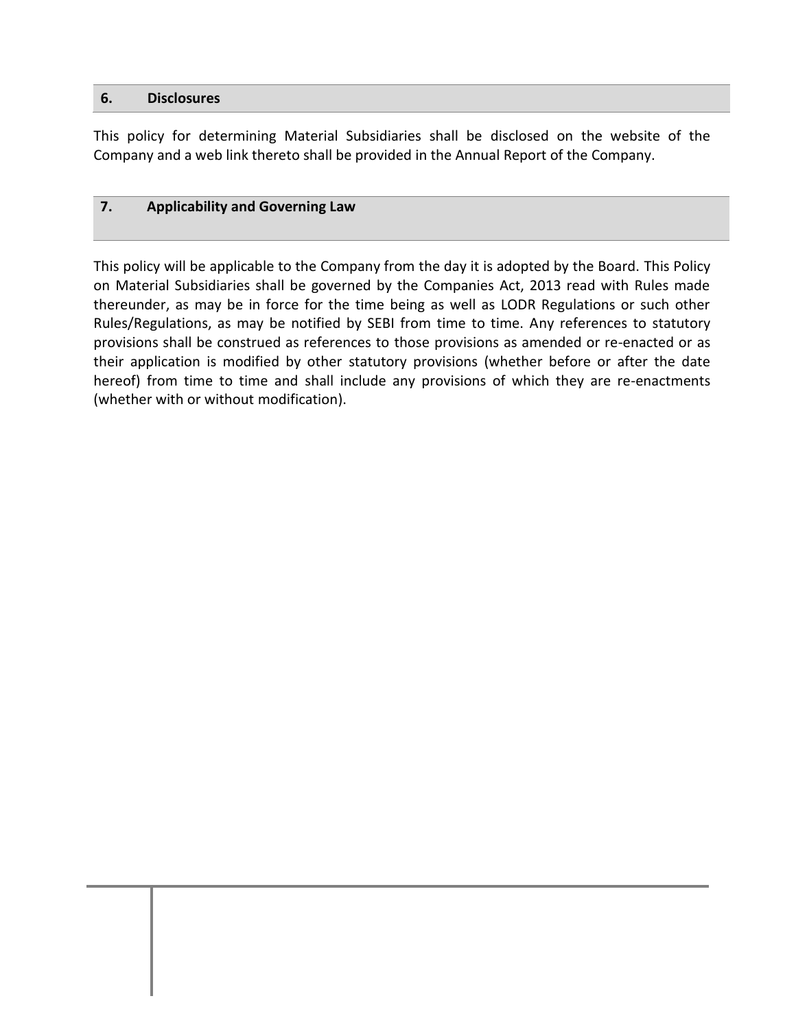## 6. Disclosures

This policy for determining Material Subsidiaries shall be disclosed on the website of the Company and a web link thereto shall be provided in the Annual Report of the Company.

## 7. Applicability and Governing Law

This policy will be applicable to the Company from the day it is adopted by the Board. This Policy on Material Subsidiaries shall be governed by the Companies Act, 2013 read with Rules made thereunder, as may be in force for the time being as well as LODR Regulations or such other Rules/Regulations, as may be notified by SEBI from time to time. Any references to statutory provisions shall be construed as references to those provisions as amended or re-enacted or as their application is modified by other statutory provisions (whether before or after the date hereof) from time to time and shall include any provisions of which they are re-enactments (whether with or without modification).